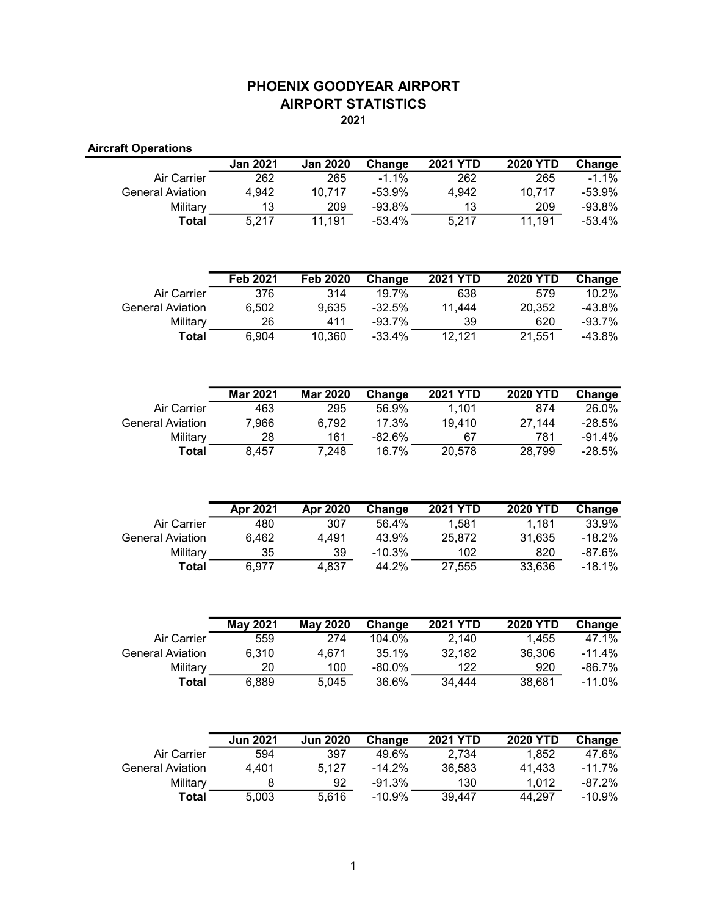# PHOENIX GOODYEAR AIRPORT
## AIRPORT STATISTICS
### 2021

**Aircraft Operations**

| | Jan 2021 | Jan 2020 | Change | 2021 YTD | 2020 YTD | Change |
|---|---|---|---|---|---|---|
| Air Carrier | 262 | 265 | -1.1% | 262 | 265 | -1.1% |
| General Aviation | 4,942 | 10,717 | -53.9% | 4,942 | 10,717 | -53.9% |
| Military | 13 | 209 | -93.8% | 13 | 209 | -93.8% |
| **Total** | 5,217 | 11,191 | -53.4% | 5,217 | 11,191 | -53.4% |

| | Feb 2021 | Feb 2020 | Change | 2021 YTD | 2020 YTD | Change |
|---|---|---|---|---|---|---|
| Air Carrier | 376 | 314 | 19.7% | 638 | 579 | 10.2% |
| General Aviation | 6,502 | 9,635 | -32.5% | 11,444 | 20,352 | -43.8% |
| Military | 26 | 411 | -93.7% | 39 | 620 | -93.7% |
| **Total** | 6,904 | 10,360 | -33.4% | 12,121 | 21,551 | -43.8% |

| | Mar 2021 | Mar 2020 | Change | 2021 YTD | 2020 YTD | Change |
|---|---|---|---|---|---|---|
| Air Carrier | 463 | 295 | 56.9% | 1,101 | 874 | 26.0% |
| General Aviation | 7,966 | 6,792 | 17.3% | 19,410 | 27,144 | -28.5% |
| Military | 28 | 161 | -82.6% | 67 | 781 | -91.4% |
| **Total** | 8,457 | 7,248 | 16.7% | 20,578 | 28,799 | -28.5% |

| | Apr 2021 | Apr 2020 | Change | 2021 YTD | 2020 YTD | Change |
|---|---|---|---|---|---|---|
| Air Carrier | 480 | 307 | 56.4% | 1,581 | 1,181 | 33.9% |
| General Aviation | 6,462 | 4,491 | 43.9% | 25,872 | 31,635 | -18.2% |
| Military | 35 | 39 | -10.3% | 102 | 820 | -87.6% |
| **Total** | 6,977 | 4,837 | 44.2% | 27,555 | 33,636 | -18.1% |

| | May 2021 | May 2020 | Change | 2021 YTD | 2020 YTD | Change |
|---|---|---|---|---|---|---|
| Air Carrier | 559 | 274 | 104.0% | 2,140 | 1,455 | 47.1% |
| General Aviation | 6,310 | 4,671 | 35.1% | 32,182 | 36,306 | -11.4% |
| Military | 20 | 100 | -80.0% | 122 | 920 | -86.7% |
| **Total** | 6,889 | 5,045 | 36.6% | 34,444 | 38,681 | -11.0% |

| | Jun 2021 | Jun 2020 | Change | 2021 YTD | 2020 YTD | Change |
|---|---|---|---|---|---|---|
| Air Carrier | 594 | 397 | 49.6% | 2,734 | 1,852 | 47.6% |
| General Aviation | 4,401 | 5,127 | -14.2% | 36,583 | 41,433 | -11.7% |
| Military | 8 | 92 | -91.3% | 130 | 1,012 | -87.2% |
| **Total** | 5,003 | 5,616 | -10.9% | 39,447 | 44,297 | -10.9% |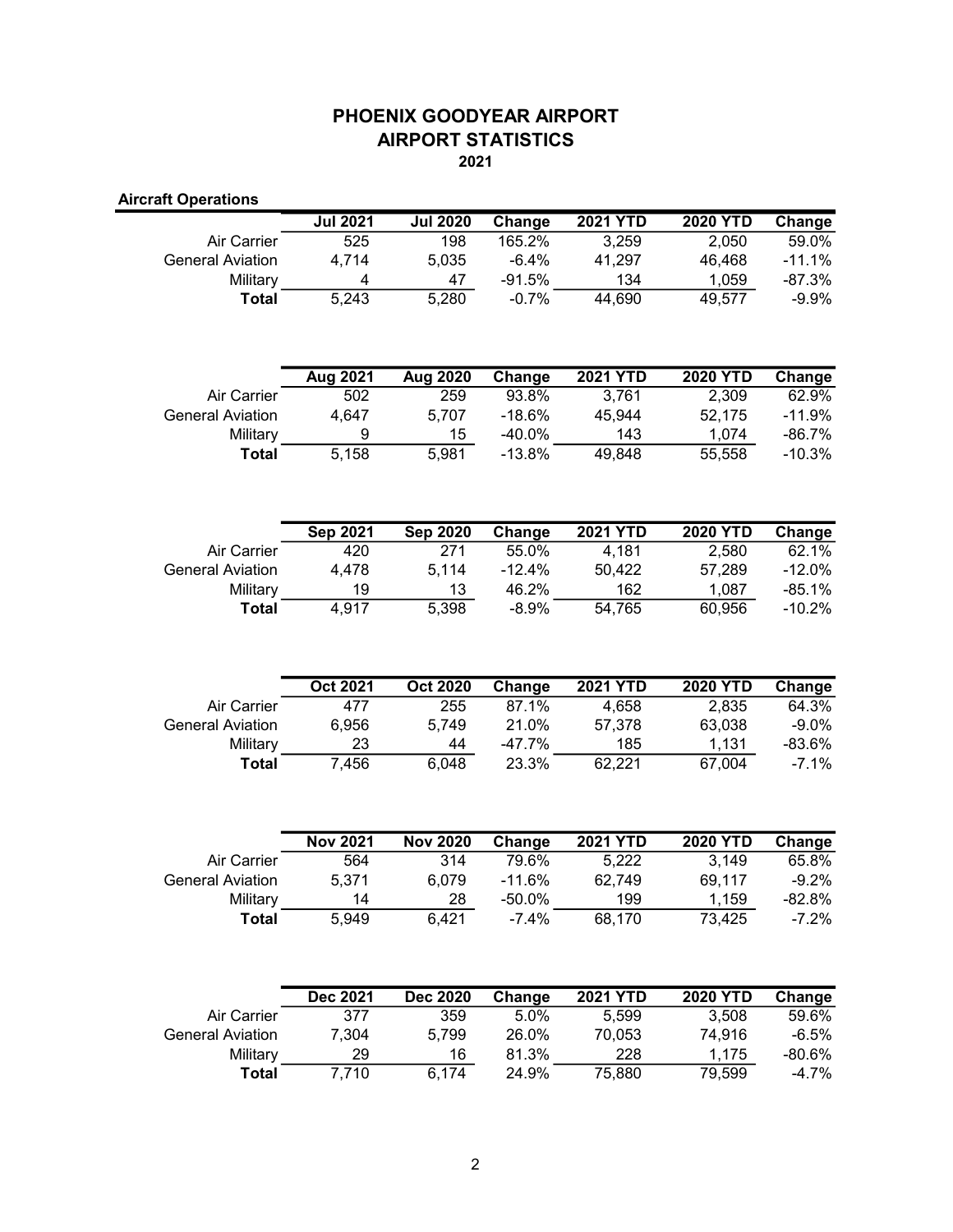# PHOENIX GOODYEAR AIRPORT
# AIRPORT STATISTICS
## 2021

**Aircraft Operations**

| | Jul 2021 | Jul 2020 | Change | 2021 YTD | 2020 YTD | Change |
|---|---|---|---|---|---|---|
| Air Carrier | 525 | 198 | 165.2% | 3,259 | 2,050 | 59.0% |
| General Aviation | 4,714 | 5,035 | -6.4% | 41,297 | 46,468 | -11.1% |
| Military | 4 | 47 | -91.5% | 134 | 1,059 | -87.3% |
| **Total** | 5,243 | 5,280 | -0.7% | 44,690 | 49,577 | -9.9% |

| | Aug 2021 | Aug 2020 | Change | 2021 YTD | 2020 YTD | Change |
|---|---|---|---|---|---|---|
| Air Carrier | 502 | 259 | 93.8% | 3,761 | 2,309 | 62.9% |
| General Aviation | 4,647 | 5,707 | -18.6% | 45,944 | 52,175 | -11.9% |
| Military | 9 | 15 | -40.0% | 143 | 1,074 | -86.7% |
| **Total** | 5,158 | 5,981 | -13.8% | 49,848 | 55,558 | -10.3% |

| | Sep 2021 | Sep 2020 | Change | 2021 YTD | 2020 YTD | Change |
|---|---|---|---|---|---|---|
| Air Carrier | 420 | 271 | 55.0% | 4,181 | 2,580 | 62.1% |
| General Aviation | 4,478 | 5,114 | -12.4% | 50,422 | 57,289 | -12.0% |
| Military | 19 | 13 | 46.2% | 162 | 1,087 | -85.1% |
| **Total** | 4,917 | 5,398 | -8.9% | 54,765 | 60,956 | -10.2% |

| | Oct 2021 | Oct 2020 | Change | 2021 YTD | 2020 YTD | Change |
|---|---|---|---|---|---|---|
| Air Carrier | 477 | 255 | 87.1% | 4,658 | 2,835 | 64.3% |
| General Aviation | 6,956 | 5,749 | 21.0% | 57,378 | 63,038 | -9.0% |
| Military | 23 | 44 | -47.7% | 185 | 1,131 | -83.6% |
| **Total** | 7,456 | 6,048 | 23.3% | 62,221 | 67,004 | -7.1% |

| | Nov 2021 | Nov 2020 | Change | 2021 YTD | 2020 YTD | Change |
|---|---|---|---|---|---|---|
| Air Carrier | 564 | 314 | 79.6% | 5,222 | 3,149 | 65.8% |
| General Aviation | 5,371 | 6,079 | -11.6% | 62,749 | 69,117 | -9.2% |
| Military | 14 | 28 | -50.0% | 199 | 1,159 | -82.8% |
| **Total** | 5,949 | 6,421 | -7.4% | 68,170 | 73,425 | -7.2% |

| | Dec 2021 | Dec 2020 | Change | 2021 YTD | 2020 YTD | Change |
|---|---|---|---|---|---|---|
| Air Carrier | 377 | 359 | 5.0% | 5,599 | 3,508 | 59.6% |
| General Aviation | 7,304 | 5,799 | 26.0% | 70,053 | 74,916 | -6.5% |
| Military | 29 | 16 | 81.3% | 228 | 1,175 | -80.6% |
| **Total** | 7,710 | 6,174 | 24.9% | 75,880 | 79,599 | -4.7% |